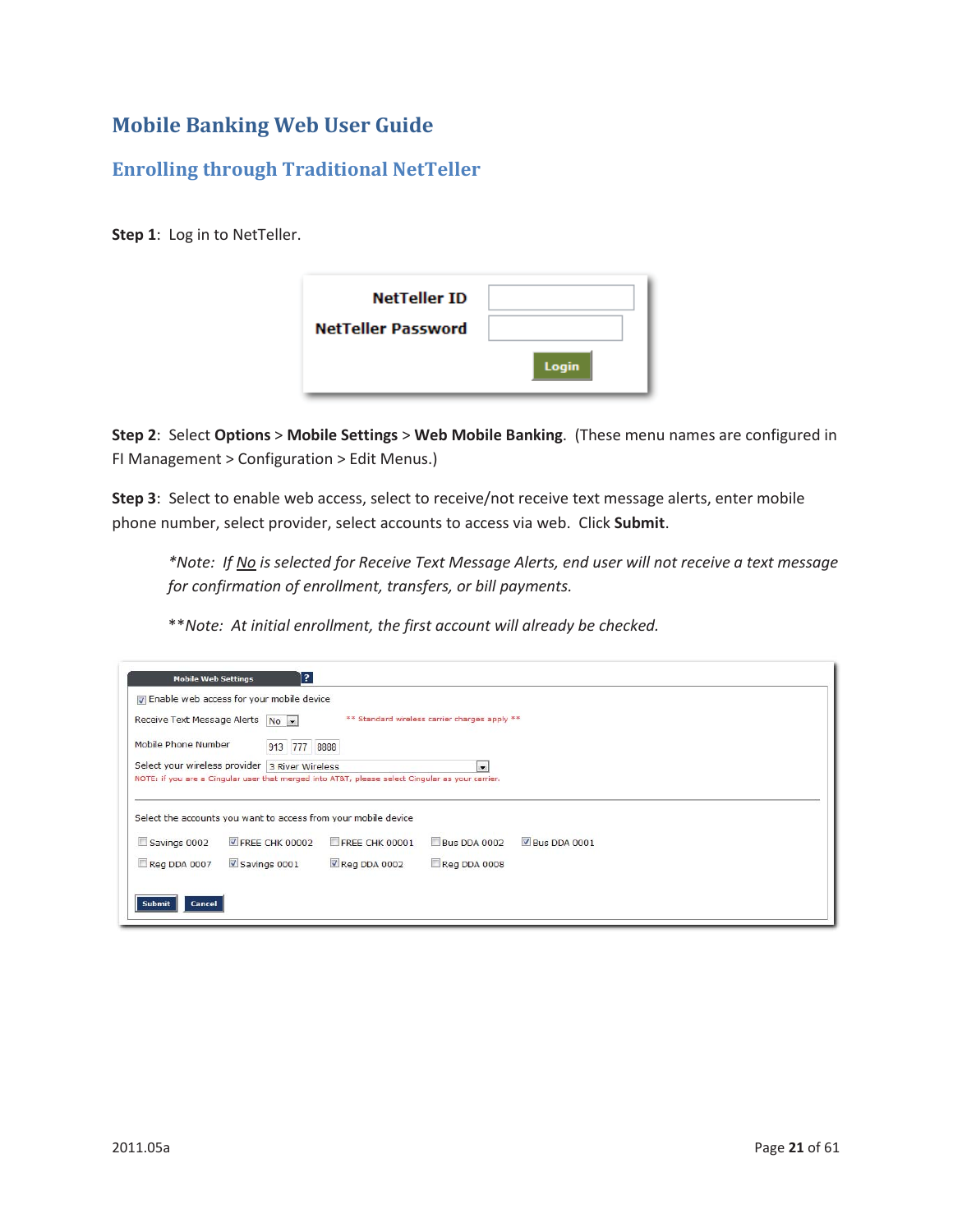# Mobile Banking Web User Guide

## Enrolling through Traditional NetTeller

**Step 1**: Log in to NetTeller.

**Step 2**: Select **Options** > **Mobile Settings** > **Web Mobile Banking**. (These menu names are configured in FI Management > Configuration > Edit Menus.)

**Step 3**: Select to enable web access, select to receive/not receive text message alerts, enter mobile phone number, select provider, select accounts to access via web. Click **Submit**.

> *\*Note: If <u>No</u> is selected for Receive Text Message Alerts, end user will not receive a text message for confirmation of enrollment, transfers, or bill payments.*
>
> *\*\*Note: At initial enrollment, the first account will already be checked.*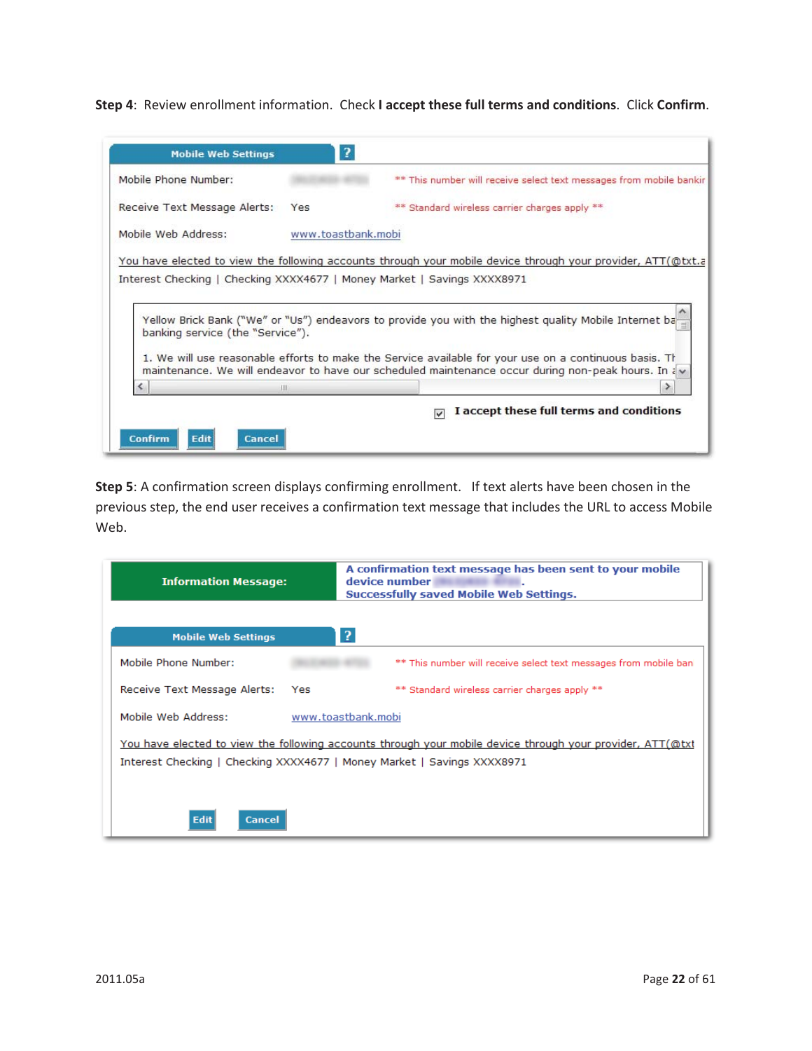**Step 4**: Review enrollment information. Check **I accept these full terms and conditions**. Click **Confirm**.

**Mobile Web Settings**

Mobile Phone Number: ** This number will receive select text messages from mobile bankir

Receive Text Message Alerts: Yes ** Standard wireless carrier charges apply **

Mobile Web Address: www.toastbank.mobi

You have elected to view the following accounts through your mobile device through your provider, ATT(@txt.a

Interest Checking | Checking XXXX4677 | Money Market | Savings XXXX8971

Yellow Brick Bank ("We" or "Us") endeavors to provide you with the highest quality Mobile Internet ba banking service (the "Service").

1. We will use reasonable efforts to make the Service available for your use on a continuous basis. Th maintenance. We will endeavor to have our scheduled maintenance occur during non-peak hours. In a

☑ I accept these full terms and conditions

Confirm | Edit | Cancel

**Step 5**: A confirmation screen displays confirming enrollment. If text alerts have been chosen in the previous step, the end user receives a confirmation text message that includes the URL to access Mobile Web.

**Information Message:** A confirmation text message has been sent to your mobile device number . Successfully saved Mobile Web Settings.

**Mobile Web Settings**

Mobile Phone Number: ** This number will receive select text messages from mobile ban

Receive Text Message Alerts: Yes ** Standard wireless carrier charges apply **

Mobile Web Address: www.toastbank.mobi

You have elected to view the following accounts through your mobile device through your provider, ATT(@txt

Interest Checking | Checking XXXX4677 | Money Market | Savings XXXX8971

Edit | Cancel

2011.05a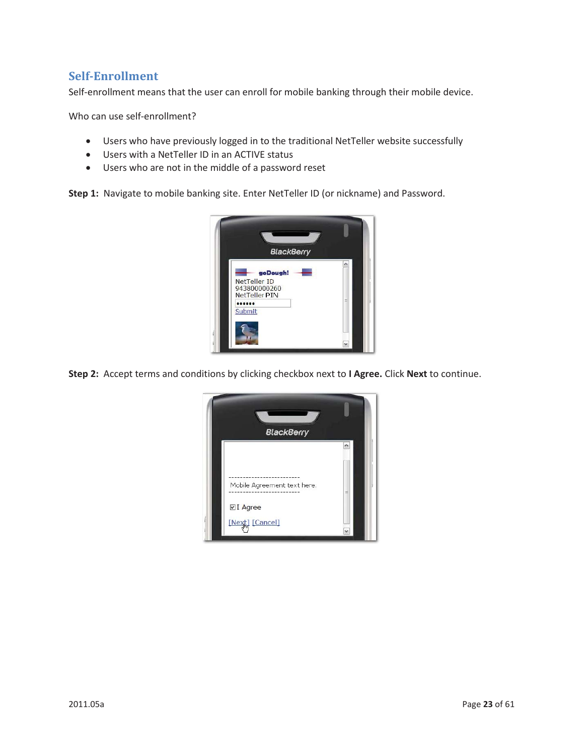## Self-Enrollment

Self-enrollment means that the user can enroll for mobile banking through their mobile device.

Who can use self-enrollment?

- Users who have previously logged in to the traditional NetTeller website successfully
- Users with a NetTeller ID in an ACTIVE status
- Users who are not in the middle of a password reset

**Step 1:** Navigate to mobile banking site. Enter NetTeller ID (or nickname) and Password.

**Step 2:** Accept terms and conditions by clicking checkbox next to **I Agree.** Click **Next** to continue.